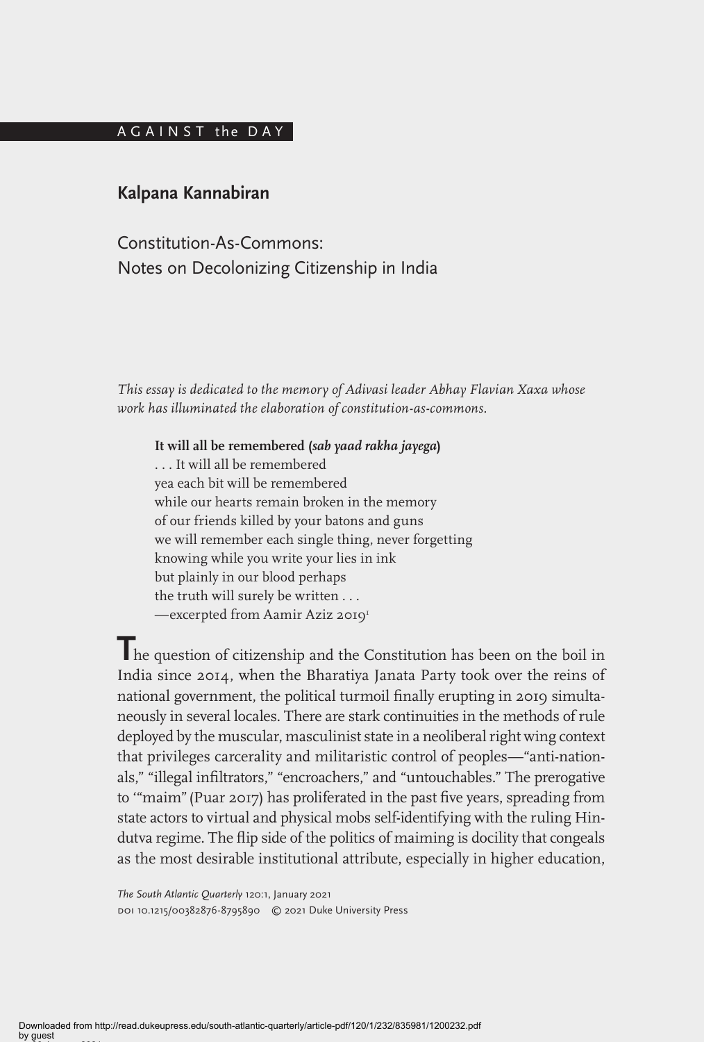AGAINST the DAY

**Kalpana Kannabiran**

# Constitution-As-Commons: Notes on Decolonizing Citizenship in India

*This essay is dedicated to the memory of Adivasi leader Abhay Flavian Xaxa whose work has illuminated the elaboration of constitution-as-commons.*

> **It will all be remembered (*sab yaad rakha jayega*)**
> . . . It will all be remembered
> yea each bit will be remembered
> while our hearts remain broken in the memory
> of our friends killed by your batons and guns
> we will remember each single thing, never forgetting
> knowing while you write your lies in ink
> but plainly in our blood perhaps
> the truth will surely be written . . .
> —excerpted from Aamir Aziz 2019[1]

The question of citizenship and the Constitution has been on the boil in India since 2014, when the Bharatiya Janata Party took over the reins of national government, the political turmoil finally erupting in 2019 simultaneously in several locales. There are stark continuities in the methods of rule deployed by the muscular, masculinist state in a neoliberal right wing context that privileges carcerality and militaristic control of peoples—"anti-nationals," "illegal infiltrators," "encroachers," and "untouchables." The prerogative to '"maim" (Puar 2017) has proliferated in the past five years, spreading from state actors to virtual and physical mobs self-identifying with the ruling Hindutva regime. The flip side of the politics of maiming is docility that congeals as the most desirable institutional attribute, especially in higher education,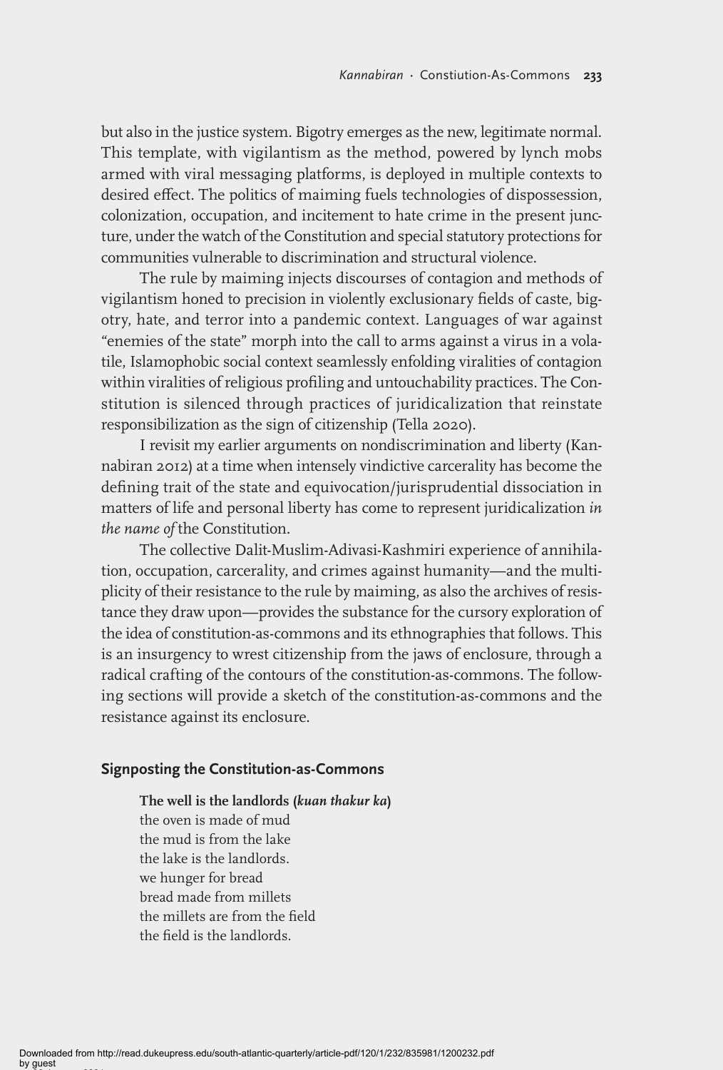but also in the justice system. Bigotry emerges as the new, legitimate normal. This template, with vigilantism as the method, powered by lynch mobs armed with viral messaging platforms, is deployed in multiple contexts to desired effect. The politics of maiming fuels technologies of dispossession, colonization, occupation, and incitement to hate crime in the present juncture, under the watch of the Constitution and special statutory protections for communities vulnerable to discrimination and structural violence.

The rule by maiming injects discourses of contagion and methods of vigilantism honed to precision in violently exclusionary fields of caste, bigotry, hate, and terror into a pandemic context. Languages of war against "enemies of the state" morph into the call to arms against a virus in a volatile, Islamophobic social context seamlessly enfolding viralities of contagion within viralities of religious profiling and untouchability practices. The Constitution is silenced through practices of juridicalization that reinstate responsibilization as the sign of citizenship (Tella 2020).

I revisit my earlier arguments on nondiscrimination and liberty (Kannabiran 2012) at a time when intensely vindictive carcerality has become the defining trait of the state and equivocation/jurisprudential dissociation in matters of life and personal liberty has come to represent juridicalization *in the name of* the Constitution.

The collective Dalit-Muslim-Adivasi-Kashmiri experience of annihilation, occupation, carcerality, and crimes against humanity—and the multiplicity of their resistance to the rule by maiming, as also the archives of resistance they draw upon—provides the substance for the cursory exploration of the idea of constitution-as-commons and its ethnographies that follows. This is an insurgency to wrest citizenship from the jaws of enclosure, through a radical crafting of the contours of the constitution-as-commons. The following sections will provide a sketch of the constitution-as-commons and the resistance against its enclosure.

## Signposting the Constitution-as-Commons

**The well is the landlords (*kuan thakur ka*)**
the oven is made of mud
the mud is from the lake
the lake is the landlords.
we hunger for bread
bread made from millets
the millets are from the field
the field is the landlords.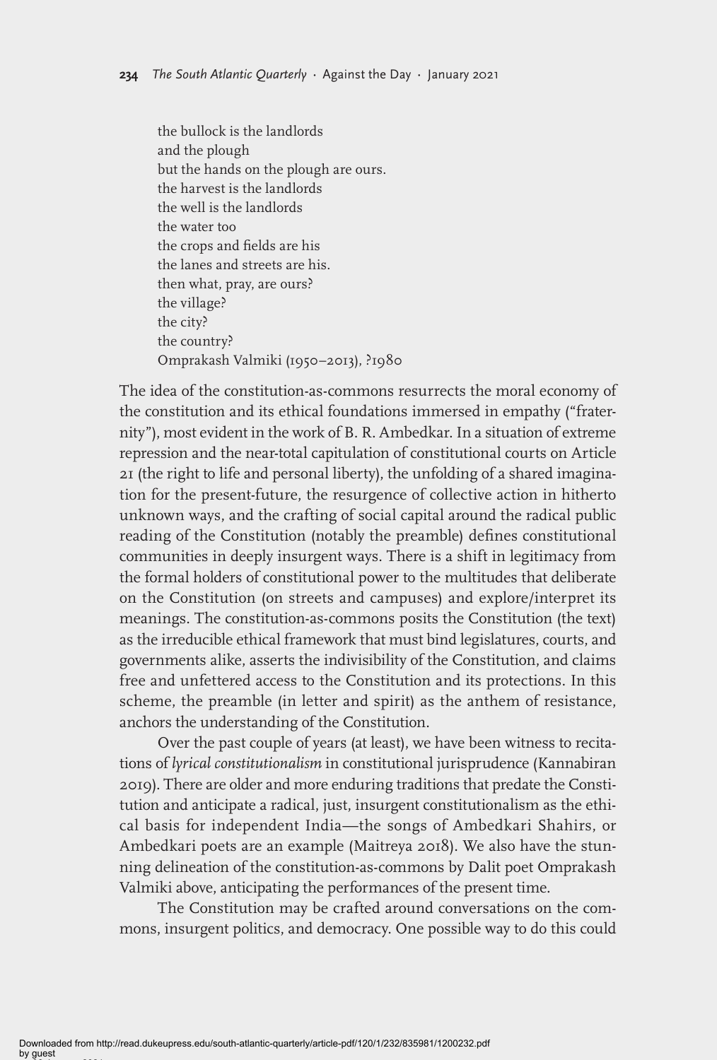the bullock is the landlords  
and the plough  
but the hands on the plough are ours.  
the harvest is the landlords  
the well is the landlords  
the water too  
the crops and fields are his  
the lanes and streets are his.  
then what, pray, are ours?  
the village?  
the city?  
the country?  
Omprakash Valmiki (1950–2013), ?1980

The idea of the constitution-as-commons resurrects the moral economy of the constitution and its ethical foundations immersed in empathy ("fraternity"), most evident in the work of B. R. Ambedkar. In a situation of extreme repression and the near-total capitulation of constitutional courts on Article 21 (the right to life and personal liberty), the unfolding of a shared imagination for the present-future, the resurgence of collective action in hitherto unknown ways, and the crafting of social capital around the radical public reading of the Constitution (notably the preamble) defines constitutional communities in deeply insurgent ways. There is a shift in legitimacy from the formal holders of constitutional power to the multitudes that deliberate on the Constitution (on streets and campuses) and explore/interpret its meanings. The constitution-as-commons posits the Constitution (the text) as the irreducible ethical framework that must bind legislatures, courts, and governments alike, asserts the indivisibility of the Constitution, and claims free and unfettered access to the Constitution and its protections. In this scheme, the preamble (in letter and spirit) as the anthem of resistance, anchors the understanding of the Constitution.

Over the past couple of years (at least), we have been witness to recitations of *lyrical constitutionalism* in constitutional jurisprudence (Kannabiran 2019). There are older and more enduring traditions that predate the Constitution and anticipate a radical, just, insurgent constitutionalism as the ethical basis for independent India—the songs of Ambedkari Shahirs, or Ambedkari poets are an example (Maitreya 2018). We also have the stunning delineation of the constitution-as-commons by Dalit poet Omprakash Valmiki above, anticipating the performances of the present time.

The Constitution may be crafted around conversations on the commons, insurgent politics, and democracy. One possible way to do this could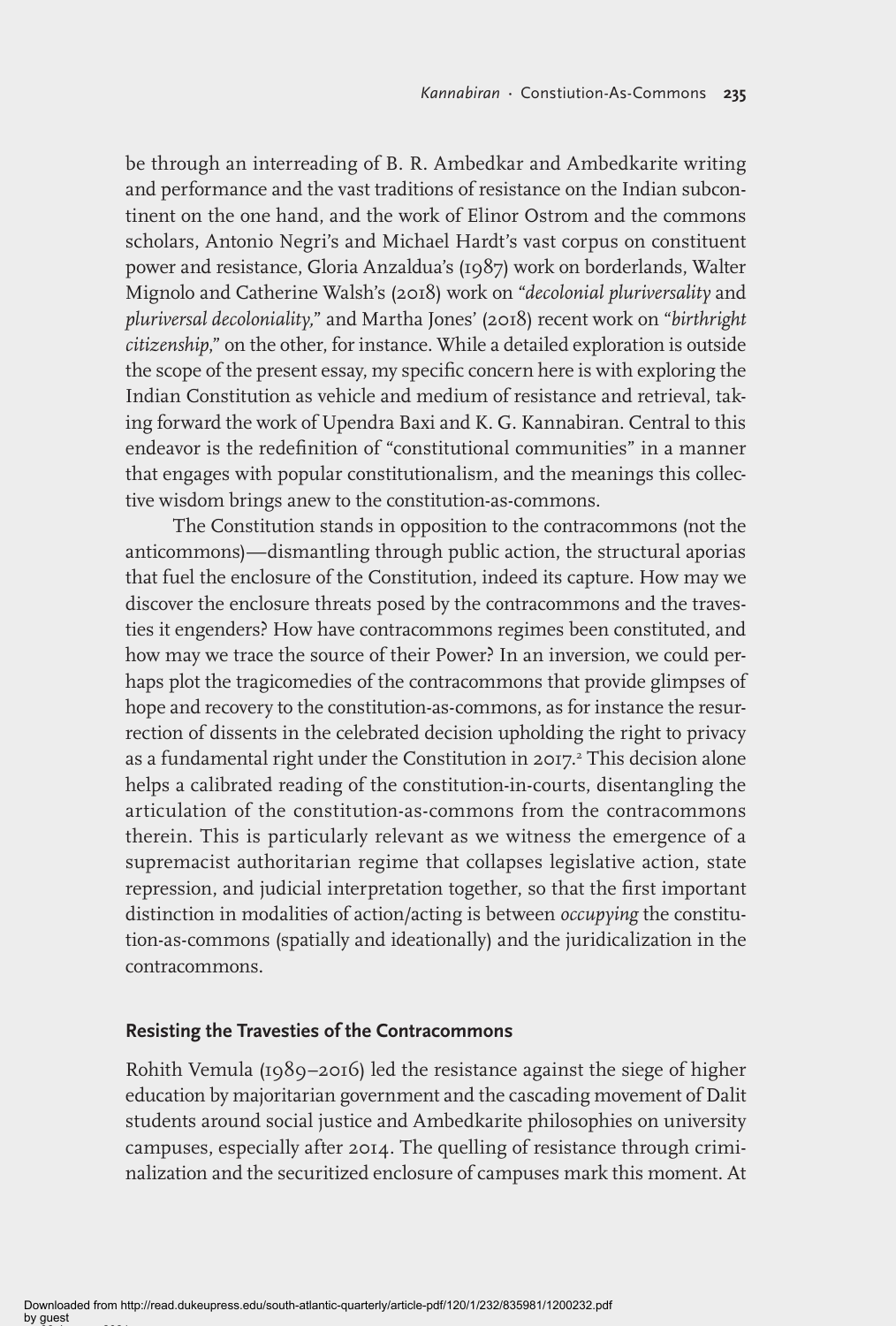be through an interreading of B. R. Ambedkar and Ambedkarite writing and performance and the vast traditions of resistance on the Indian subcontinent on the one hand, and the work of Elinor Ostrom and the commons scholars, Antonio Negri's and Michael Hardt's vast corpus on constituent power and resistance, Gloria Anzaldua's (1987) work on borderlands, Walter Mignolo and Catherine Walsh's (2018) work on "*decolonial pluriversality* and *pluriversal decoloniality*," and Martha Jones' (2018) recent work on "*birthright citizenship*," on the other, for instance. While a detailed exploration is outside the scope of the present essay, my specific concern here is with exploring the Indian Constitution as vehicle and medium of resistance and retrieval, taking forward the work of Upendra Baxi and K. G. Kannabiran. Central to this endeavor is the redefinition of "constitutional communities" in a manner that engages with popular constitutionalism, and the meanings this collective wisdom brings anew to the constitution-as-commons.

The Constitution stands in opposition to the contracommons (not the anticommons)—dismantling through public action, the structural aporias that fuel the enclosure of the Constitution, indeed its capture. How may we discover the enclosure threats posed by the contracommons and the travesties it engenders? How have contracommons regimes been constituted, and how may we trace the source of their Power? In an inversion, we could perhaps plot the tragicomedies of the contracommons that provide glimpses of hope and recovery to the constitution-as-commons, as for instance the resurrection of dissents in the celebrated decision upholding the right to privacy as a fundamental right under the Constitution in 2017.[2] This decision alone helps a calibrated reading of the constitution-in-courts, disentangling the articulation of the constitution-as-commons from the contracommons therein. This is particularly relevant as we witness the emergence of a supremacist authoritarian regime that collapses legislative action, state repression, and judicial interpretation together, so that the first important distinction in modalities of action/acting is between *occupying* the constitution-as-commons (spatially and ideationally) and the juridicalization in the contracommons.

### Resisting the Travesties of the Contracommons

Rohith Vemula (1989–2016) led the resistance against the siege of higher education by majoritarian government and the cascading movement of Dalit students around social justice and Ambedkarite philosophies on university campuses, especially after 2014. The quelling of resistance through criminalization and the securitized enclosure of campuses mark this moment. At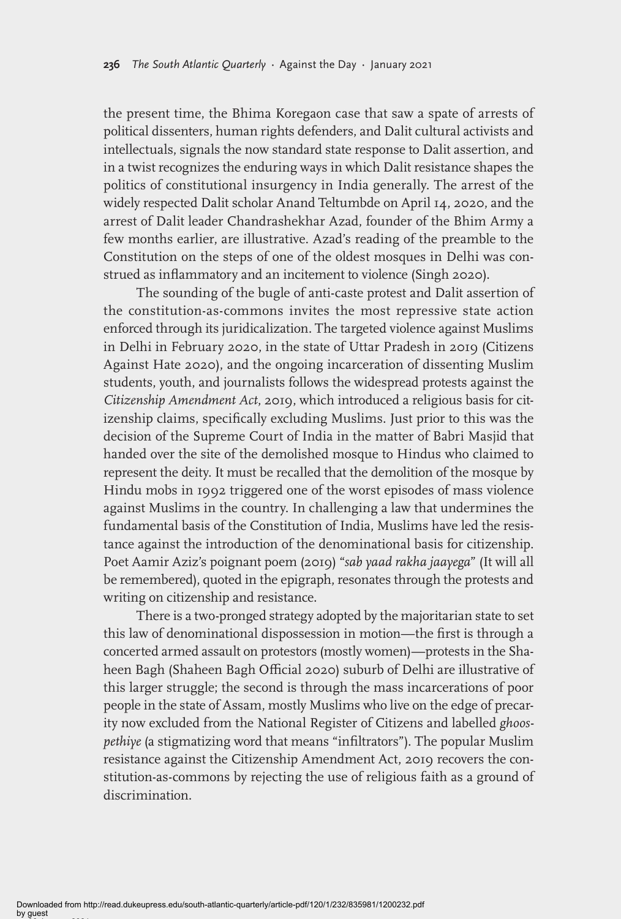the present time, the Bhima Koregaon case that saw a spate of arrests of political dissenters, human rights defenders, and Dalit cultural activists and intellectuals, signals the now standard state response to Dalit assertion, and in a twist recognizes the enduring ways in which Dalit resistance shapes the politics of constitutional insurgency in India generally. The arrest of the widely respected Dalit scholar Anand Teltumbde on April 14, 2020, and the arrest of Dalit leader Chandrashekhar Azad, founder of the Bhim Army a few months earlier, are illustrative. Azad's reading of the preamble to the Constitution on the steps of one of the oldest mosques in Delhi was construed as inflammatory and an incitement to violence (Singh 2020).

The sounding of the bugle of anti-caste protest and Dalit assertion of the constitution-as-commons invites the most repressive state action enforced through its juridicalization. The targeted violence against Muslims in Delhi in February 2020, in the state of Uttar Pradesh in 2019 (Citizens Against Hate 2020), and the ongoing incarceration of dissenting Muslim students, youth, and journalists follows the widespread protests against the *Citizenship Amendment Act*, 2019, which introduced a religious basis for citizenship claims, specifically excluding Muslims. Just prior to this was the decision of the Supreme Court of India in the matter of Babri Masjid that handed over the site of the demolished mosque to Hindus who claimed to represent the deity. It must be recalled that the demolition of the mosque by Hindu mobs in 1992 triggered one of the worst episodes of mass violence against Muslims in the country. In challenging a law that undermines the fundamental basis of the Constitution of India, Muslims have led the resistance against the introduction of the denominational basis for citizenship. Poet Aamir Aziz's poignant poem (2019) "*sab yaad rakha jaayega*" (It will all be remembered), quoted in the epigraph, resonates through the protests and writing on citizenship and resistance.

There is a two-pronged strategy adopted by the majoritarian state to set this law of denominational dispossession in motion—the first is through a concerted armed assault on protestors (mostly women)—protests in the Shaheen Bagh (Shaheen Bagh Official 2020) suburb of Delhi are illustrative of this larger struggle; the second is through the mass incarcerations of poor people in the state of Assam, mostly Muslims who live on the edge of precarity now excluded from the National Register of Citizens and labelled *ghoospethiye* (a stigmatizing word that means "infiltrators"). The popular Muslim resistance against the Citizenship Amendment Act, 2019 recovers the constitution-as-commons by rejecting the use of religious faith as a ground of discrimination.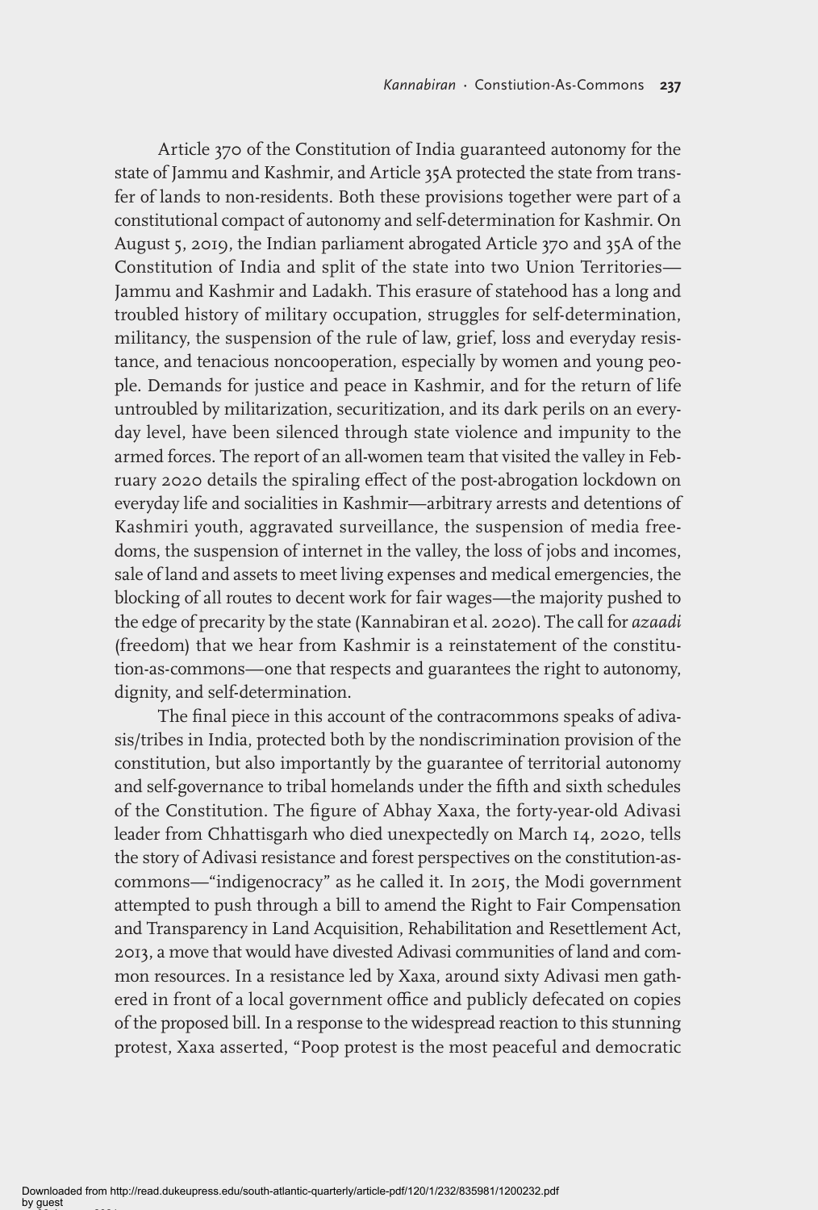Article 370 of the Constitution of India guaranteed autonomy for the state of Jammu and Kashmir, and Article 35A protected the state from transfer of lands to non-residents. Both these provisions together were part of a constitutional compact of autonomy and self-determination for Kashmir. On August 5, 2019, the Indian parliament abrogated Article 370 and 35A of the Constitution of India and split of the state into two Union Territories—Jammu and Kashmir and Ladakh. This erasure of statehood has a long and troubled history of military occupation, struggles for self-determination, militancy, the suspension of the rule of law, grief, loss and everyday resistance, and tenacious noncooperation, especially by women and young people. Demands for justice and peace in Kashmir, and for the return of life untroubled by militarization, securitization, and its dark perils on an everyday level, have been silenced through state violence and impunity to the armed forces. The report of an all-women team that visited the valley in February 2020 details the spiraling effect of the post-abrogation lockdown on everyday life and socialities in Kashmir—arbitrary arrests and detentions of Kashmiri youth, aggravated surveillance, the suspension of media freedoms, the suspension of internet in the valley, the loss of jobs and incomes, sale of land and assets to meet living expenses and medical emergencies, the blocking of all routes to decent work for fair wages—the majority pushed to the edge of precarity by the state (Kannabiran et al. 2020). The call for *azaadi* (freedom) that we hear from Kashmir is a reinstatement of the constitution-as-commons—one that respects and guarantees the right to autonomy, dignity, and self-determination.

The final piece in this account of the contracommons speaks of adivasis/tribes in India, protected both by the nondiscrimination provision of the constitution, but also importantly by the guarantee of territorial autonomy and self-governance to tribal homelands under the fifth and sixth schedules of the Constitution. The figure of Abhay Xaxa, the forty-year-old Adivasi leader from Chhattisgarh who died unexpectedly on March 14, 2020, tells the story of Adivasi resistance and forest perspectives on the constitution-as-commons—"indigenocracy" as he called it. In 2015, the Modi government attempted to push through a bill to amend the Right to Fair Compensation and Transparency in Land Acquisition, Rehabilitation and Resettlement Act, 2013, a move that would have divested Adivasi communities of land and common resources. In a resistance led by Xaxa, around sixty Adivasi men gathered in front of a local government office and publicly defecated on copies of the proposed bill. In a response to the widespread reaction to this stunning protest, Xaxa asserted, "Poop protest is the most peaceful and democratic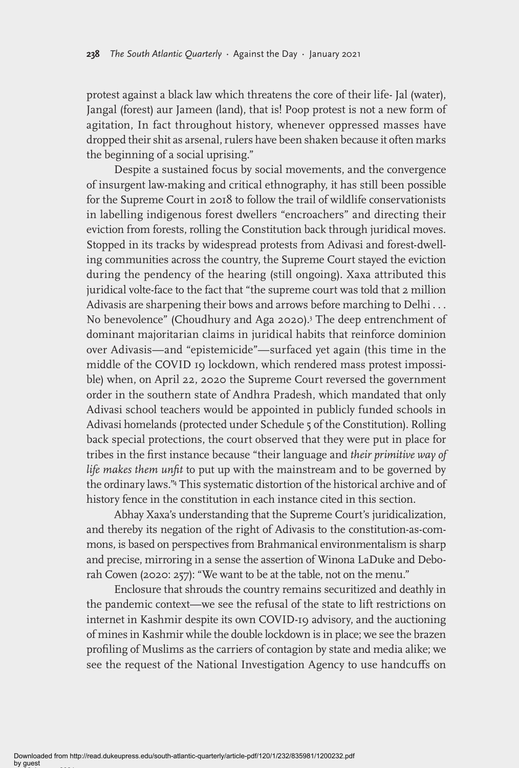protest against a black law which threatens the core of their life- Jal (water), Jangal (forest) aur Jameen (land), that is! Poop protest is not a new form of agitation, In fact throughout history, whenever oppressed masses have dropped their shit as arsenal, rulers have been shaken because it often marks the beginning of a social uprising."

Despite a sustained focus by social movements, and the convergence of insurgent law-making and critical ethnography, it has still been possible for the Supreme Court in 2018 to follow the trail of wildlife conservationists in labelling indigenous forest dwellers "encroachers" and directing their eviction from forests, rolling the Constitution back through juridical moves. Stopped in its tracks by widespread protests from Adivasi and forest-dwelling communities across the country, the Supreme Court stayed the eviction during the pendency of the hearing (still ongoing). Xaxa attributed this juridical volte-face to the fact that "the supreme court was told that 2 million Adivasis are sharpening their bows and arrows before marching to Delhi . . . No benevolence" (Choudhury and Aga 2020).[3] The deep entrenchment of dominant majoritarian claims in juridical habits that reinforce dominion over Adivasis—and "epistemicide"—surfaced yet again (this time in the middle of the COVID 19 lockdown, which rendered mass protest impossible) when, on April 22, 2020 the Supreme Court reversed the government order in the southern state of Andhra Pradesh, which mandated that only Adivasi school teachers would be appointed in publicly funded schools in Adivasi homelands (protected under Schedule 5 of the Constitution). Rolling back special protections, the court observed that they were put in place for tribes in the first instance because "their language and *their primitive way of life makes them unfit* to put up with the mainstream and to be governed by the ordinary laws."[4] This systematic distortion of the historical archive and of history fence in the constitution in each instance cited in this section.

Abhay Xaxa's understanding that the Supreme Court's juridicalization, and thereby its negation of the right of Adivasis to the constitution-as-commons, is based on perspectives from Brahmanical environmentalism is sharp and precise, mirroring in a sense the assertion of Winona LaDuke and Deborah Cowen (2020: 257): "We want to be at the table, not on the menu."

Enclosure that shrouds the country remains securitized and deathly in the pandemic context—we see the refusal of the state to lift restrictions on internet in Kashmir despite its own COVID-19 advisory, and the auctioning of mines in Kashmir while the double lockdown is in place; we see the brazen profiling of Muslims as the carriers of contagion by state and media alike; we see the request of the National Investigation Agency to use handcuffs on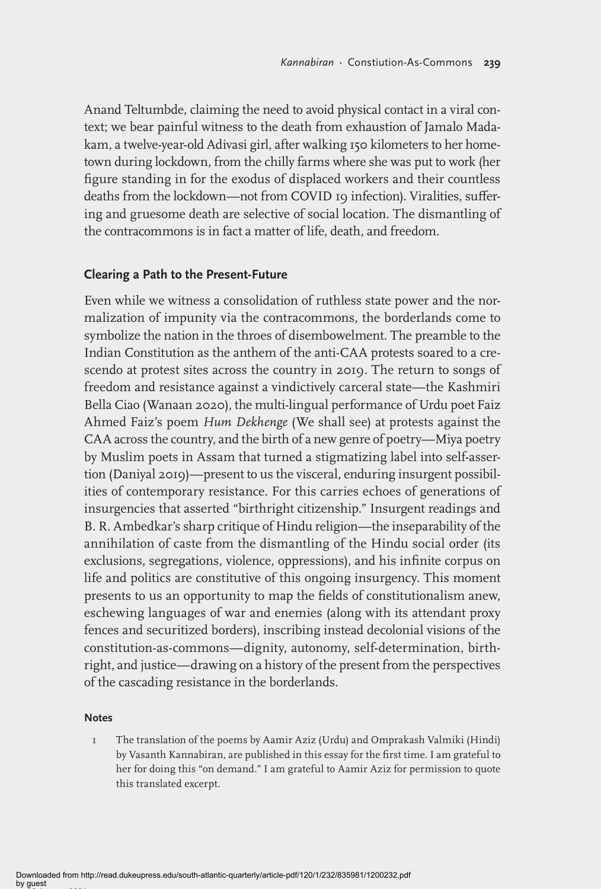Anand Teltumbde, claiming the need to avoid physical contact in a viral context; we bear painful witness to the death from exhaustion of Jamalo Madakam, a twelve-year-old Adivasi girl, after walking 150 kilometers to her hometown during lockdown, from the chilly farms where she was put to work (her figure standing in for the exodus of displaced workers and their countless deaths from the lockdown—not from COVID 19 infection). Viralities, suffering and gruesome death are selective of social location. The dismantling of the contracommons is in fact a matter of life, death, and freedom.

### Clearing a Path to the Present-Future

Even while we witness a consolidation of ruthless state power and the normalization of impunity via the contracommons, the borderlands come to symbolize the nation in the throes of disembowelment. The preamble to the Indian Constitution as the anthem of the anti-CAA protests soared to a crescendo at protest sites across the country in 2019. The return to songs of freedom and resistance against a vindictively carceral state—the Kashmiri Bella Ciao (Wanaan 2020), the multi-lingual performance of Urdu poet Faiz Ahmed Faiz's poem *Hum Dekhenge* (We shall see) at protests against the CAA across the country, and the birth of a new genre of poetry—Miya poetry by Muslim poets in Assam that turned a stigmatizing label into self-assertion (Daniyal 2019)—present to us the visceral, enduring insurgent possibilities of contemporary resistance. For this carries echoes of generations of insurgencies that asserted "birthright citizenship." Insurgent readings and B. R. Ambedkar's sharp critique of Hindu religion—the inseparability of the annihilation of caste from the dismantling of the Hindu social order (its exclusions, segregations, violence, oppressions), and his infinite corpus on life and politics are constitutive of this ongoing insurgency. This moment presents to us an opportunity to map the fields of constitutionalism anew, eschewing languages of war and enemies (along with its attendant proxy fences and securitized borders), inscribing instead decolonial visions of the constitution-as-commons—dignity, autonomy, self-determination, birthright, and justice—drawing on a history of the present from the perspectives of the cascading resistance in the borderlands.

#### Notes

1. The translation of the poems by Aamir Aziz (Urdu) and Omprakash Valmiki (Hindi) by Vasanth Kannabiran, are published in this essay for the first time. I am grateful to her for doing this "on demand." I am grateful to Aamir Aziz for permission to quote this translated excerpt.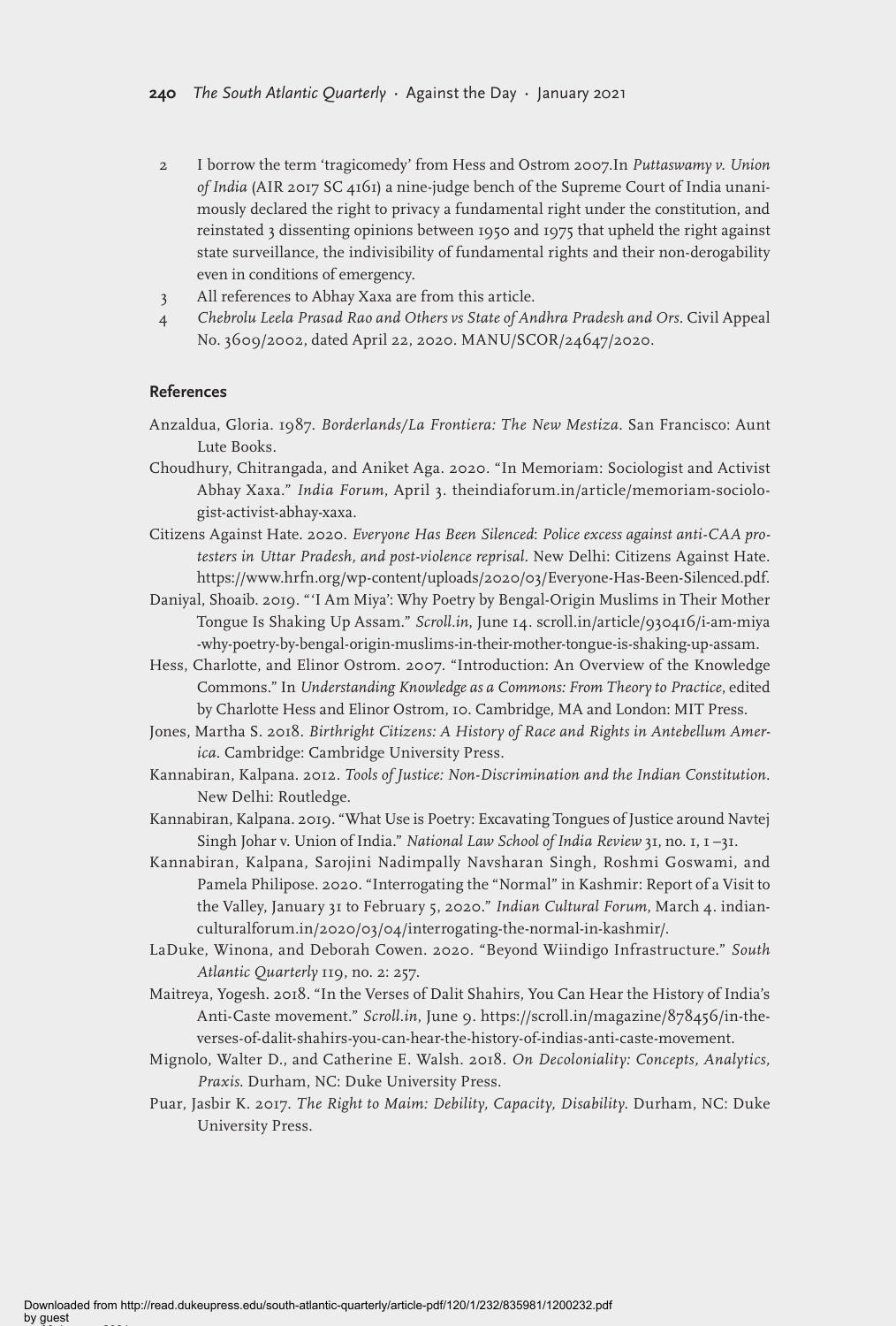2 I borrow the term 'tragicomedy' from Hess and Ostrom 2007.In *Puttaswamy v. Union of India* (AIR 2017 SC 4161) a nine-judge bench of the Supreme Court of India unanimously declared the right to privacy a fundamental right under the constitution, and reinstated 3 dissenting opinions between 1950 and 1975 that upheld the right against state surveillance, the indivisibility of fundamental rights and their non-derogability even in conditions of emergency.

3 All references to Abhay Xaxa are from this article.

4 *Chebrolu Leela Prasad Rao and Others vs State of Andhra Pradesh and Ors.* Civil Appeal No. 3609/2002, dated April 22, 2020. MANU/SCOR/24647/2020.

## References

Anzaldua, Gloria. 1987. *Borderlands/La Frontiera: The New Mestiza*. San Francisco: Aunt Lute Books.

Choudhury, Chitrangada, and Aniket Aga. 2020. "In Memoriam: Sociologist and Activist Abhay Xaxa." *India Forum*, April 3. theindiaforum.in/article/memoriam-sociologist-activist-abhay-xaxa.

Citizens Against Hate. 2020. *Everyone Has Been Silenced: Police excess against anti-CAA protesters in Uttar Pradesh, and post-violence reprisal*. New Delhi: Citizens Against Hate. https://www.hrfn.org/wp-content/uploads/2020/03/Everyone-Has-Been-Silenced.pdf.

Daniyal, Shoaib. 2019. "'I Am Miya': Why Poetry by Bengal-Origin Muslims in Their Mother Tongue Is Shaking Up Assam." *Scroll.in*, June 14. scroll.in/article/930416/i-am-miya-why-poetry-by-bengal-origin-muslims-in-their-mother-tongue-is-shaking-up-assam.

Hess, Charlotte, and Elinor Ostrom. 2007. "Introduction: An Overview of the Knowledge Commons." In *Understanding Knowledge as a Commons: From Theory to Practice*, edited by Charlotte Hess and Elinor Ostrom, 10. Cambridge, MA and London: MIT Press.

Jones, Martha S. 2018. *Birthright Citizens: A History of Race and Rights in Antebellum America*. Cambridge: Cambridge University Press.

Kannabiran, Kalpana. 2012. *Tools of Justice: Non-Discrimination and the Indian Constitution*. New Delhi: Routledge.

Kannabiran, Kalpana. 2019. "What Use is Poetry: Excavating Tongues of Justice around Navtej Singh Johar v. Union of India." *National Law School of India Review* 31, no. 1, 1–31.

Kannabiran, Kalpana, Sarojini Nadimpally Navsharan Singh, Roshmi Goswami, and Pamela Philipose. 2020. "Interrogating the "Normal" in Kashmir: Report of a Visit to the Valley, January 31 to February 5, 2020." *Indian Cultural Forum*, March 4. indianculturalforum.in/2020/03/04/interrogating-the-normal-in-kashmir/.

LaDuke, Winona, and Deborah Cowen. 2020. "Beyond Wiindigo Infrastructure." *South Atlantic Quarterly* 119, no. 2: 257.

Maitreya, Yogesh. 2018. "In the Verses of Dalit Shahirs, You Can Hear the History of India's Anti-Caste movement." *Scroll.in*, June 9. https://scroll.in/magazine/878456/in-the-verses-of-dalit-shahirs-you-can-hear-the-history-of-indias-anti-caste-movement.

Mignolo, Walter D., and Catherine E. Walsh. 2018. *On Decoloniality: Concepts, Analytics, Praxis*. Durham, NC: Duke University Press.

Puar, Jasbir K. 2017. *The Right to Maim: Debility, Capacity, Disability*. Durham, NC: Duke University Press.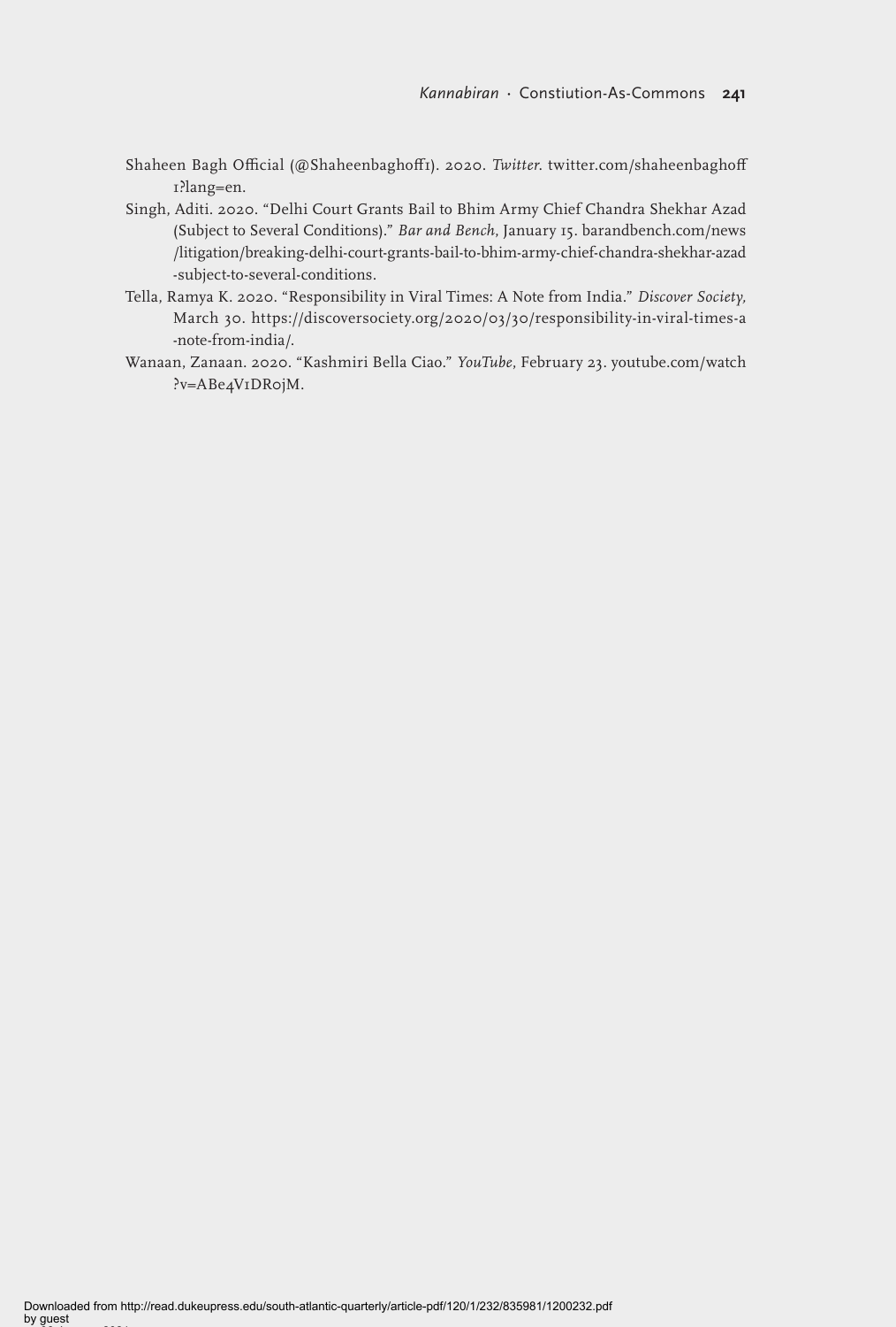Shaheen Bagh Official (@Shaheenbaghoff1). 2020. *Twitter.* twitter.com/shaheenbaghoff1?lang=en.

Singh, Aditi. 2020. "Delhi Court Grants Bail to Bhim Army Chief Chandra Shekhar Azad (Subject to Several Conditions)." *Bar and Bench*, January 15. barandbench.com/news/litigation/breaking-delhi-court-grants-bail-to-bhim-army-chief-chandra-shekhar-azad-subject-to-several-conditions.

Tella, Ramya K. 2020. "Responsibility in Viral Times: A Note from India." *Discover Society,* March 30. https://discoversociety.org/2020/03/30/responsibility-in-viral-times-a-note-from-india/.

Wanaan, Zanaan. 2020. "Kashmiri Bella Ciao." *YouTube*, February 23. youtube.com/watch?v=ABe4V1DR0jM.